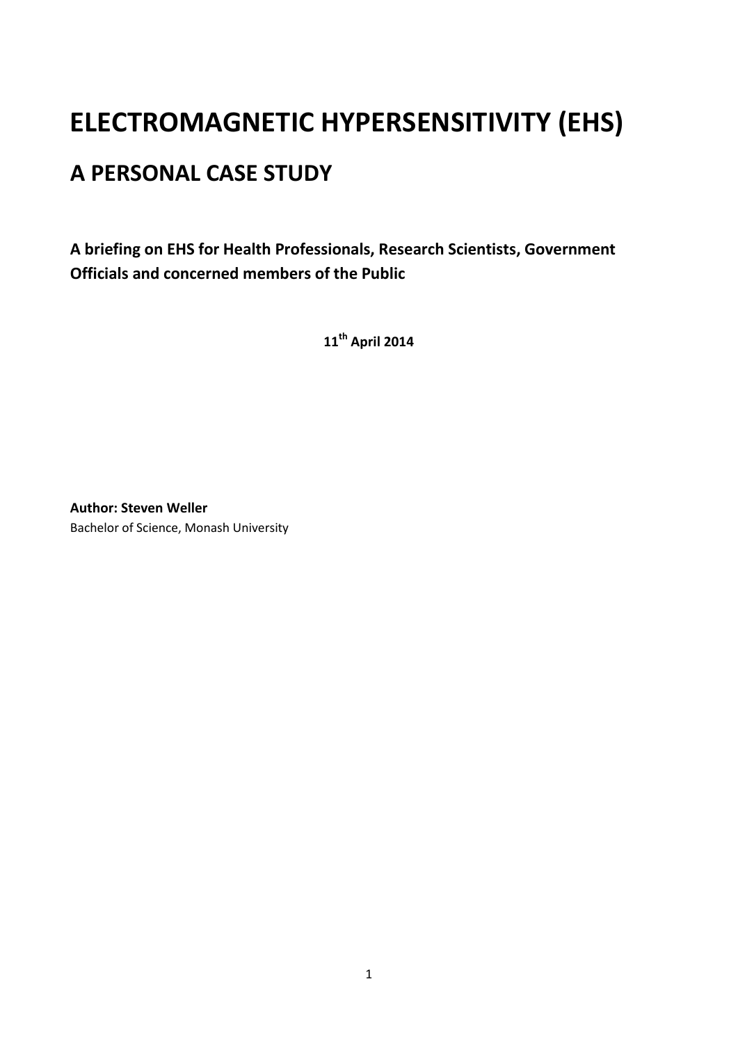# ELECTROMAGNETIC HYPERSENSITIVITY (EHS)

## A PERSONAL CASE STUDY

**A briefing on EHS for Health Professionals, Research Scientists, Government Officials and concerned members of the Public**

**11th April 2014**

**Author: Steven Weller**
Bachelor of Science, Monash University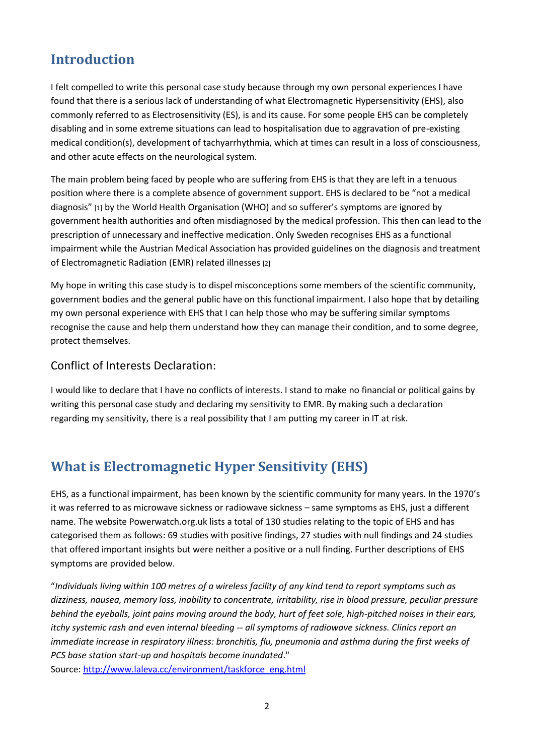## Introduction

I felt compelled to write this personal case study because through my own personal experiences I have found that there is a serious lack of understanding of what Electromagnetic Hypersensitivity (EHS), also commonly referred to as Electrosensitivity (ES), is and its cause. For some people EHS can be completely disabling and in some extreme situations can lead to hospitalisation due to aggravation of pre-existing medical condition(s), development of tachyarrhythmia, which at times can result in a loss of consciousness, and other acute effects on the neurological system.

The main problem being faced by people who are suffering from EHS is that they are left in a tenuous position where there is a complete absence of government support. EHS is declared to be "not a medical diagnosis" [1] by the World Health Organisation (WHO) and so sufferer's symptoms are ignored by government health authorities and often misdiagnosed by the medical profession. This then can lead to the prescription of unnecessary and ineffective medication. Only Sweden recognises EHS as a functional impairment while the Austrian Medical Association has provided guidelines on the diagnosis and treatment of Electromagnetic Radiation (EMR) related illnesses [2]

My hope in writing this case study is to dispel misconceptions some members of the scientific community, government bodies and the general public have on this functional impairment. I also hope that by detailing my own personal experience with EHS that I can help those who may be suffering similar symptoms recognise the cause and help them understand how they can manage their condition, and to some degree, protect themselves.

### Conflict of Interests Declaration:

I would like to declare that I have no conflicts of interests. I stand to make no financial or political gains by writing this personal case study and declaring my sensitivity to EMR. By making such a declaration regarding my sensitivity, there is a real possibility that I am putting my career in IT at risk.

## What is Electromagnetic Hyper Sensitivity (EHS)

EHS, as a functional impairment, has been known by the scientific community for many years. In the 1970's it was referred to as microwave sickness or radiowave sickness – same symptoms as EHS, just a different name. The website Powerwatch.org.uk lists a total of 130 studies relating to the topic of EHS and has categorised them as follows: 69 studies with positive findings, 27 studies with null findings and 24 studies that offered important insights but were neither a positive or a null finding. Further descriptions of EHS symptoms are provided below.

"*Individuals living within 100 metres of a wireless facility of any kind tend to report symptoms such as dizziness, nausea, memory loss, inability to concentrate, irritability, rise in blood pressure, peculiar pressure behind the eyeballs, joint pains moving around the body, hurt of feet sole, high-pitched noises in their ears, itchy systemic rash and even internal bleeding -- all symptoms of radiowave sickness. Clinics report an immediate increase in respiratory illness: bronchitis, flu, pneumonia and asthma during the first weeks of PCS base station start-up and hospitals become inundated*."
Source: [http://www.laleva.cc/environment/taskforce_eng.html](http://www.laleva.cc/environment/taskforce_eng.html)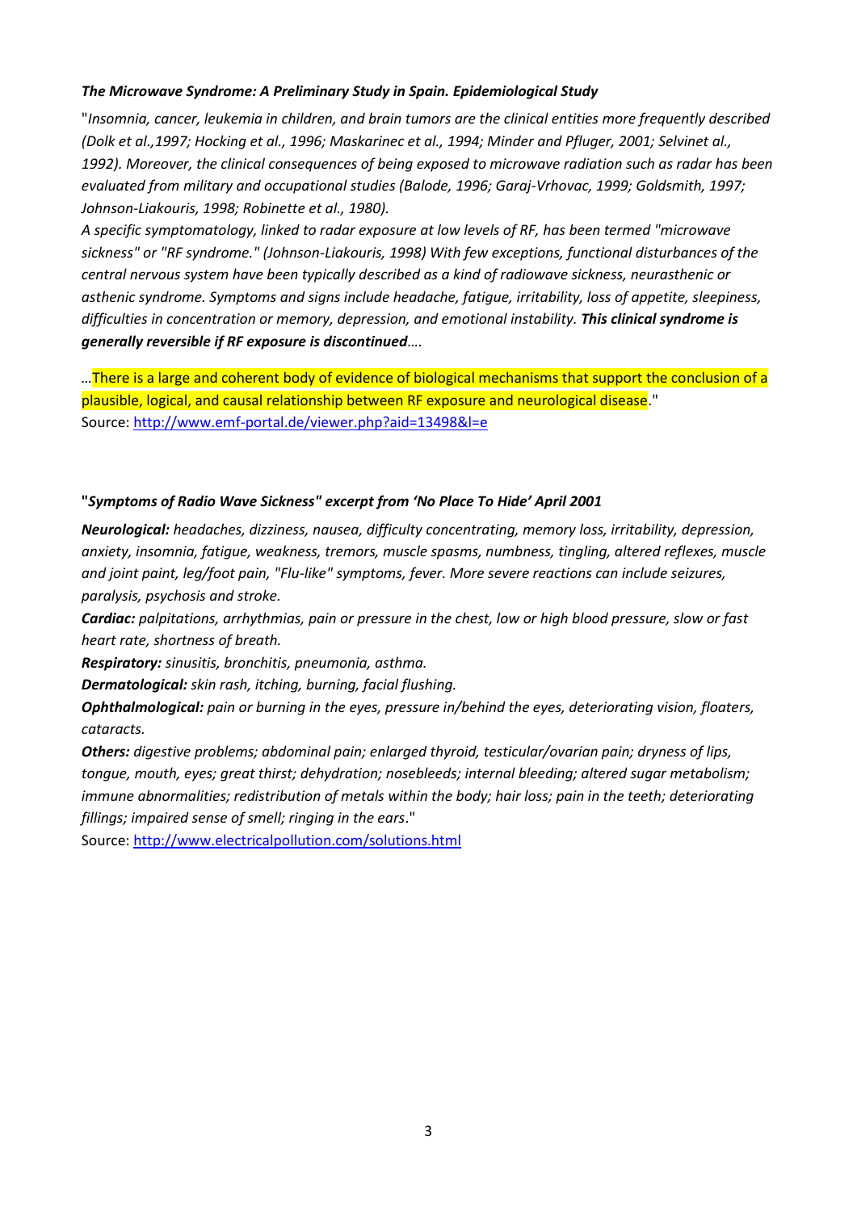***The Microwave Syndrome: A Preliminary Study in Spain. Epidemiological Study***

"*Insomnia, cancer, leukemia in children, and brain tumors are the clinical entities more frequently described (Dolk et al.,1997; Hocking et al., 1996; Maskarinec et al., 1994; Minder and Pfluger, 2001; Selvinet al., 1992). Moreover, the clinical consequences of being exposed to microwave radiation such as radar has been evaluated from military and occupational studies (Balode, 1996; Garaj-Vrhovac, 1999; Goldsmith, 1997; Johnson-Liakouris, 1998; Robinette et al., 1980).*

*A specific symptomatology, linked to radar exposure at low levels of RF, has been termed "microwave sickness" or "RF syndrome." (Johnson-Liakouris, 1998) With few exceptions, functional disturbances of the central nervous system have been typically described as a kind of radiowave sickness, neurasthenic or asthenic syndrome. Symptoms and signs include headache, fatigue, irritability, loss of appetite, sleepiness, difficulties in concentration or memory, depression, and emotional instability.* ***This clinical syndrome is generally reversible if RF exposure is discontinued****….*

*…*There is a large and coherent body of evidence of biological mechanisms that support the conclusion of a plausible, logical, and causal relationship between RF exposure and neurological disease."

Source: http://www.emf-portal.de/viewer.php?aid=13498&l=e

**"*Symptoms of Radio Wave Sickness" excerpt from 'No Place To Hide' April 2001***

***Neurological:*** *headaches, dizziness, nausea, difficulty concentrating, memory loss, irritability, depression, anxiety, insomnia, fatigue, weakness, tremors, muscle spasms, numbness, tingling, altered reflexes, muscle and joint paint, leg/foot pain, "Flu-like" symptoms, fever. More severe reactions can include seizures, paralysis, psychosis and stroke.*

***Cardiac:*** *palpitations, arrhythmias, pain or pressure in the chest, low or high blood pressure, slow or fast heart rate, shortness of breath.*

***Respiratory:*** *sinusitis, bronchitis, pneumonia, asthma.*

***Dermatological:*** *skin rash, itching, burning, facial flushing.*

***Ophthalmological:*** *pain or burning in the eyes, pressure in/behind the eyes, deteriorating vision, floaters, cataracts.*

***Others:*** *digestive problems; abdominal pain; enlarged thyroid, testicular/ovarian pain; dryness of lips, tongue, mouth, eyes; great thirst; dehydration; nosebleeds; internal bleeding; altered sugar metabolism; immune abnormalities; redistribution of metals within the body; hair loss; pain in the teeth; deteriorating fillings; impaired sense of smell; ringing in the ears*."

Source: http://www.electricalpollution.com/solutions.html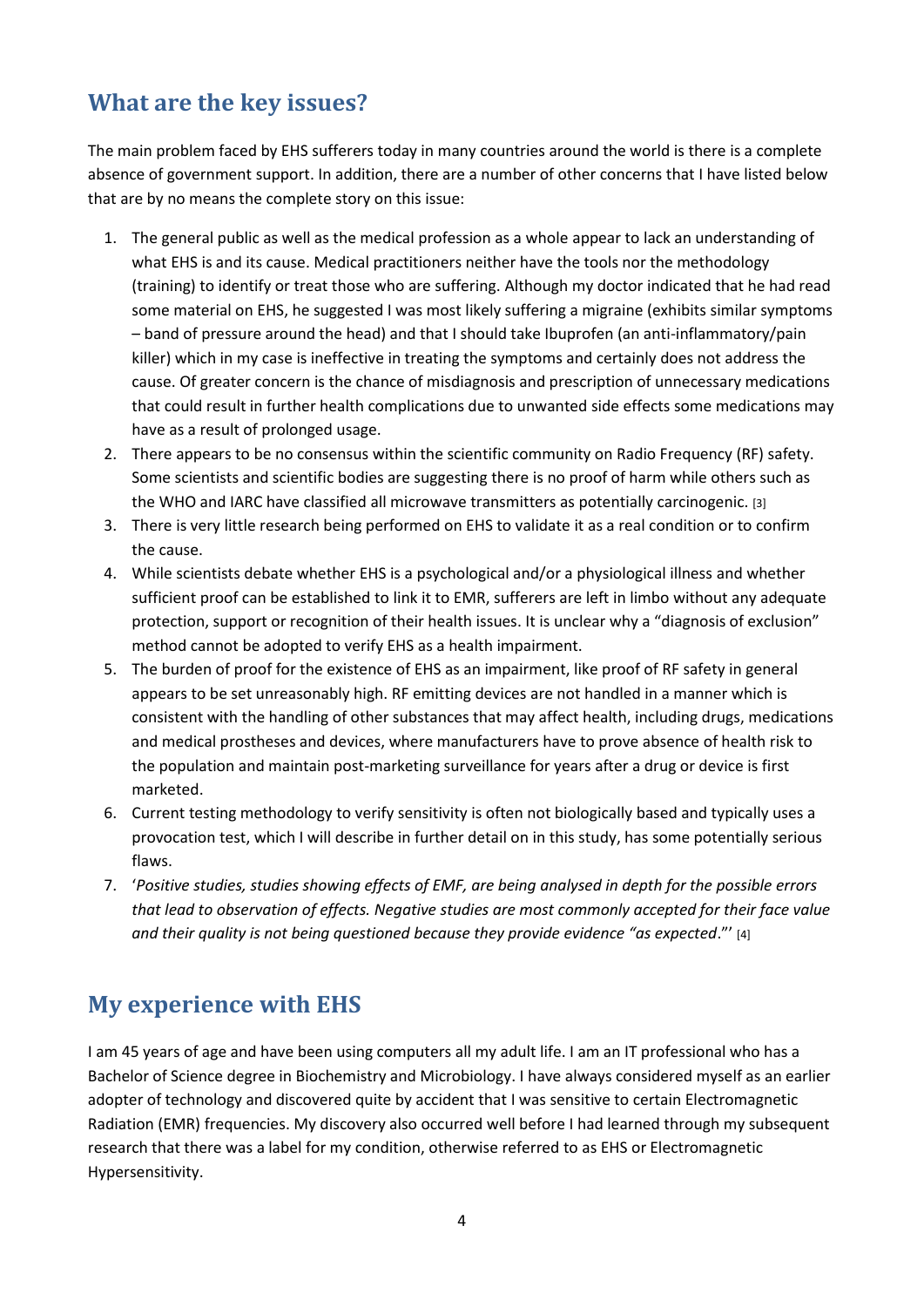## What are the key issues?

The main problem faced by EHS sufferers today in many countries around the world is there is a complete absence of government support. In addition, there are a number of other concerns that I have listed below that are by no means the complete story on this issue:

1. The general public as well as the medical profession as a whole appear to lack an understanding of what EHS is and its cause. Medical practitioners neither have the tools nor the methodology (training) to identify or treat those who are suffering. Although my doctor indicated that he had read some material on EHS, he suggested I was most likely suffering a migraine (exhibits similar symptoms – band of pressure around the head) and that I should take Ibuprofen (an anti-inflammatory/pain killer) which in my case is ineffective in treating the symptoms and certainly does not address the cause. Of greater concern is the chance of misdiagnosis and prescription of unnecessary medications that could result in further health complications due to unwanted side effects some medications may have as a result of prolonged usage.
2. There appears to be no consensus within the scientific community on Radio Frequency (RF) safety. Some scientists and scientific bodies are suggesting there is no proof of harm while others such as the WHO and IARC have classified all microwave transmitters as potentially carcinogenic. [3]
3. There is very little research being performed on EHS to validate it as a real condition or to confirm the cause.
4. While scientists debate whether EHS is a psychological and/or a physiological illness and whether sufficient proof can be established to link it to EMR, sufferers are left in limbo without any adequate protection, support or recognition of their health issues. It is unclear why a "diagnosis of exclusion" method cannot be adopted to verify EHS as a health impairment.
5. The burden of proof for the existence of EHS as an impairment, like proof of RF safety in general appears to be set unreasonably high. RF emitting devices are not handled in a manner which is consistent with the handling of other substances that may affect health, including drugs, medications and medical prostheses and devices, where manufacturers have to prove absence of health risk to the population and maintain post-marketing surveillance for years after a drug or device is first marketed.
6. Current testing methodology to verify sensitivity is often not biologically based and typically uses a provocation test, which I will describe in further detail on in this study, has some potentially serious flaws.
7. '*Positive studies, studies showing effects of EMF, are being analysed in depth for the possible errors that lead to observation of effects. Negative studies are most commonly accepted for their face value and their quality is not being questioned because they provide evidence "as expected*."' [4]

## My experience with EHS

I am 45 years of age and have been using computers all my adult life. I am an IT professional who has a Bachelor of Science degree in Biochemistry and Microbiology. I have always considered myself as an earlier adopter of technology and discovered quite by accident that I was sensitive to certain Electromagnetic Radiation (EMR) frequencies. My discovery also occurred well before I had learned through my subsequent research that there was a label for my condition, otherwise referred to as EHS or Electromagnetic Hypersensitivity.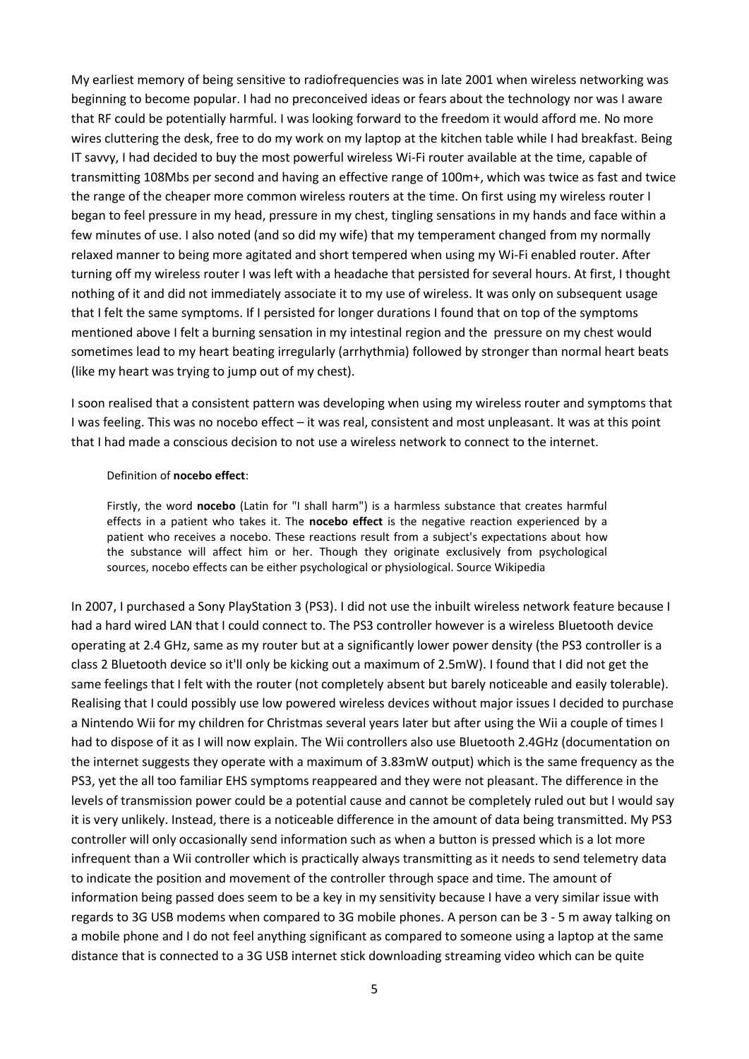My earliest memory of being sensitive to radiofrequencies was in late 2001 when wireless networking was beginning to become popular. I had no preconceived ideas or fears about the technology nor was I aware that RF could be potentially harmful. I was looking forward to the freedom it would afford me. No more wires cluttering the desk, free to do my work on my laptop at the kitchen table while I had breakfast. Being IT savvy, I had decided to buy the most powerful wireless Wi-Fi router available at the time, capable of transmitting 108Mbs per second and having an effective range of 100m+, which was twice as fast and twice the range of the cheaper more common wireless routers at the time. On first using my wireless router I began to feel pressure in my head, pressure in my chest, tingling sensations in my hands and face within a few minutes of use. I also noted (and so did my wife) that my temperament changed from my normally relaxed manner to being more agitated and short tempered when using my Wi-Fi enabled router. After turning off my wireless router I was left with a headache that persisted for several hours. At first, I thought nothing of it and did not immediately associate it to my use of wireless. It was only on subsequent usage that I felt the same symptoms. If I persisted for longer durations I found that on top of the symptoms mentioned above I felt a burning sensation in my intestinal region and the pressure on my chest would sometimes lead to my heart beating irregularly (arrhythmia) followed by stronger than normal heart beats (like my heart was trying to jump out of my chest).

I soon realised that a consistent pattern was developing when using my wireless router and symptoms that I was feeling. This was no nocebo effect – it was real, consistent and most unpleasant. It was at this point that I had made a conscious decision to not use a wireless network to connect to the internet.

> Definition of **nocebo effect**:
>
> Firstly, the word **nocebo** (Latin for "I shall harm") is a harmless substance that creates harmful effects in a patient who takes it. The **nocebo effect** is the negative reaction experienced by a patient who receives a nocebo. These reactions result from a subject's expectations about how the substance will affect him or her. Though they originate exclusively from psychological sources, nocebo effects can be either psychological or physiological. Source Wikipedia

In 2007, I purchased a Sony PlayStation 3 (PS3). I did not use the inbuilt wireless network feature because I had a hard wired LAN that I could connect to. The PS3 controller however is a wireless Bluetooth device operating at 2.4 GHz, same as my router but at a significantly lower power density (the PS3 controller is a class 2 Bluetooth device so it'll only be kicking out a maximum of 2.5mW). I found that I did not get the same feelings that I felt with the router (not completely absent but barely noticeable and easily tolerable). Realising that I could possibly use low powered wireless devices without major issues I decided to purchase a Nintendo Wii for my children for Christmas several years later but after using the Wii a couple of times I had to dispose of it as I will now explain. The Wii controllers also use Bluetooth 2.4GHz (documentation on the internet suggests they operate with a maximum of 3.83mW output) which is the same frequency as the PS3, yet the all too familiar EHS symptoms reappeared and they were not pleasant. The difference in the levels of transmission power could be a potential cause and cannot be completely ruled out but I would say it is very unlikely. Instead, there is a noticeable difference in the amount of data being transmitted. My PS3 controller will only occasionally send information such as when a button is pressed which is a lot more infrequent than a Wii controller which is practically always transmitting as it needs to send telemetry data to indicate the position and movement of the controller through space and time. The amount of information being passed does seem to be a key in my sensitivity because I have a very similar issue with regards to 3G USB modems when compared to 3G mobile phones. A person can be 3 - 5 m away talking on a mobile phone and I do not feel anything significant as compared to someone using a laptop at the same distance that is connected to a 3G USB internet stick downloading streaming video which can be quite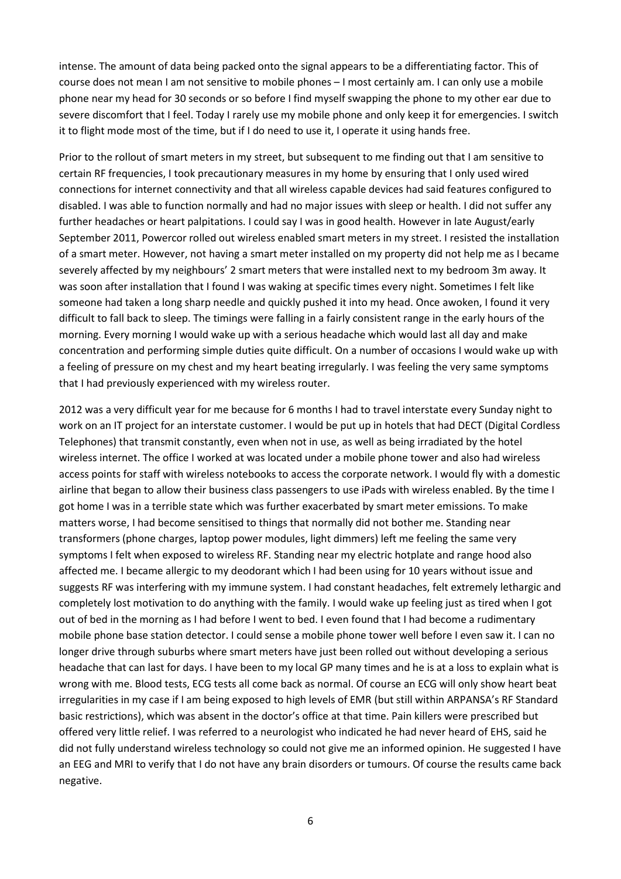intense. The amount of data being packed onto the signal appears to be a differentiating factor. This of course does not mean I am not sensitive to mobile phones – I most certainly am. I can only use a mobile phone near my head for 30 seconds or so before I find myself swapping the phone to my other ear due to severe discomfort that I feel. Today I rarely use my mobile phone and only keep it for emergencies. I switch it to flight mode most of the time, but if I do need to use it, I operate it using hands free.

Prior to the rollout of smart meters in my street, but subsequent to me finding out that I am sensitive to certain RF frequencies, I took precautionary measures in my home by ensuring that I only used wired connections for internet connectivity and that all wireless capable devices had said features configured to disabled. I was able to function normally and had no major issues with sleep or health. I did not suffer any further headaches or heart palpitations. I could say I was in good health. However in late August/early September 2011, Powercor rolled out wireless enabled smart meters in my street. I resisted the installation of a smart meter. However, not having a smart meter installed on my property did not help me as I became severely affected by my neighbours' 2 smart meters that were installed next to my bedroom 3m away. It was soon after installation that I found I was waking at specific times every night. Sometimes I felt like someone had taken a long sharp needle and quickly pushed it into my head. Once awoken, I found it very difficult to fall back to sleep. The timings were falling in a fairly consistent range in the early hours of the morning. Every morning I would wake up with a serious headache which would last all day and make concentration and performing simple duties quite difficult. On a number of occasions I would wake up with a feeling of pressure on my chest and my heart beating irregularly. I was feeling the very same symptoms that I had previously experienced with my wireless router.

2012 was a very difficult year for me because for 6 months I had to travel interstate every Sunday night to work on an IT project for an interstate customer. I would be put up in hotels that had DECT (Digital Cordless Telephones) that transmit constantly, even when not in use, as well as being irradiated by the hotel wireless internet. The office I worked at was located under a mobile phone tower and also had wireless access points for staff with wireless notebooks to access the corporate network. I would fly with a domestic airline that began to allow their business class passengers to use iPads with wireless enabled. By the time I got home I was in a terrible state which was further exacerbated by smart meter emissions. To make matters worse, I had become sensitised to things that normally did not bother me. Standing near transformers (phone charges, laptop power modules, light dimmers) left me feeling the same very symptoms I felt when exposed to wireless RF. Standing near my electric hotplate and range hood also affected me. I became allergic to my deodorant which I had been using for 10 years without issue and suggests RF was interfering with my immune system. I had constant headaches, felt extremely lethargic and completely lost motivation to do anything with the family. I would wake up feeling just as tired when I got out of bed in the morning as I had before I went to bed. I even found that I had become a rudimentary mobile phone base station detector. I could sense a mobile phone tower well before I even saw it. I can no longer drive through suburbs where smart meters have just been rolled out without developing a serious headache that can last for days. I have been to my local GP many times and he is at a loss to explain what is wrong with me. Blood tests, ECG tests all come back as normal. Of course an ECG will only show heart beat irregularities in my case if I am being exposed to high levels of EMR (but still within ARPANSA's RF Standard basic restrictions), which was absent in the doctor's office at that time. Pain killers were prescribed but offered very little relief. I was referred to a neurologist who indicated he had never heard of EHS, said he did not fully understand wireless technology so could not give me an informed opinion. He suggested I have an EEG and MRI to verify that I do not have any brain disorders or tumours. Of course the results came back negative.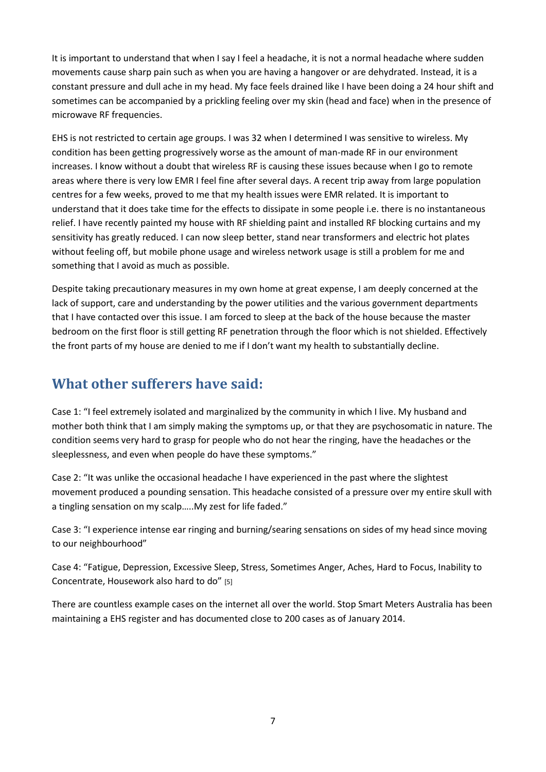It is important to understand that when I say I feel a headache, it is not a normal headache where sudden movements cause sharp pain such as when you are having a hangover or are dehydrated. Instead, it is a constant pressure and dull ache in my head. My face feels drained like I have been doing a 24 hour shift and sometimes can be accompanied by a prickling feeling over my skin (head and face) when in the presence of microwave RF frequencies.

EHS is not restricted to certain age groups. I was 32 when I determined I was sensitive to wireless. My condition has been getting progressively worse as the amount of man-made RF in our environment increases. I know without a doubt that wireless RF is causing these issues because when I go to remote areas where there is very low EMR I feel fine after several days. A recent trip away from large population centres for a few weeks, proved to me that my health issues were EMR related. It is important to understand that it does take time for the effects to dissipate in some people i.e. there is no instantaneous relief. I have recently painted my house with RF shielding paint and installed RF blocking curtains and my sensitivity has greatly reduced. I can now sleep better, stand near transformers and electric hot plates without feeling off, but mobile phone usage and wireless network usage is still a problem for me and something that I avoid as much as possible.

Despite taking precautionary measures in my own home at great expense, I am deeply concerned at the lack of support, care and understanding by the power utilities and the various government departments that I have contacted over this issue. I am forced to sleep at the back of the house because the master bedroom on the first floor is still getting RF penetration through the floor which is not shielded. Effectively the front parts of my house are denied to me if I don't want my health to substantially decline.

## What other sufferers have said:

Case 1: "I feel extremely isolated and marginalized by the community in which I live. My husband and mother both think that I am simply making the symptoms up, or that they are psychosomatic in nature. The condition seems very hard to grasp for people who do not hear the ringing, have the headaches or the sleeplessness, and even when people do have these symptoms."

Case 2: "It was unlike the occasional headache I have experienced in the past where the slightest movement produced a pounding sensation. This headache consisted of a pressure over my entire skull with a tingling sensation on my scalp…..My zest for life faded."

Case 3: "I experience intense ear ringing and burning/searing sensations on sides of my head since moving to our neighbourhood"

Case 4: "Fatigue, Depression, Excessive Sleep, Stress, Sometimes Anger, Aches, Hard to Focus, Inability to Concentrate, Housework also hard to do" [5]

There are countless example cases on the internet all over the world. Stop Smart Meters Australia has been maintaining a EHS register and has documented close to 200 cases as of January 2014.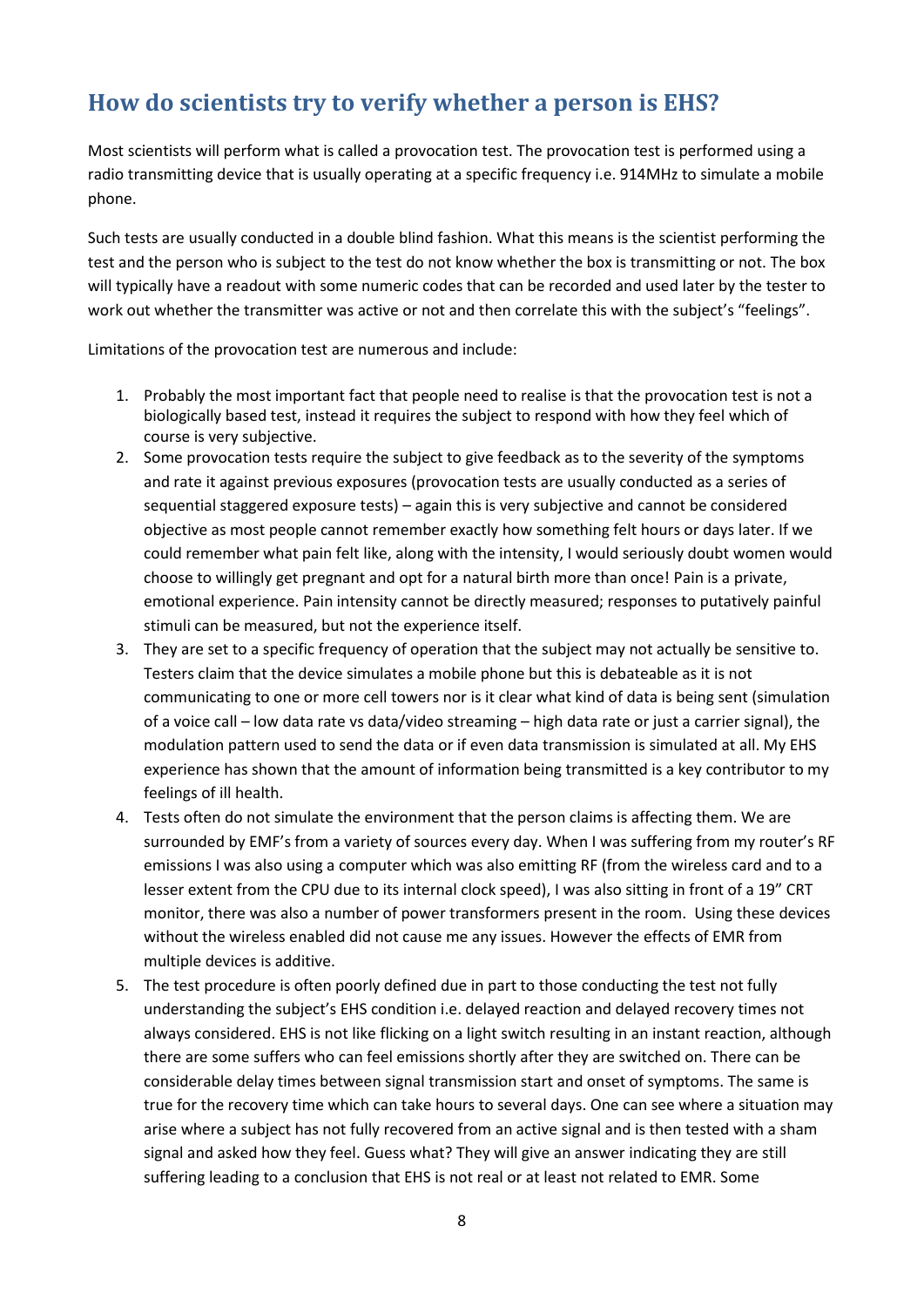## How do scientists try to verify whether a person is EHS?

Most scientists will perform what is called a provocation test. The provocation test is performed using a radio transmitting device that is usually operating at a specific frequency i.e. 914MHz to simulate a mobile phone.

Such tests are usually conducted in a double blind fashion. What this means is the scientist performing the test and the person who is subject to the test do not know whether the box is transmitting or not. The box will typically have a readout with some numeric codes that can be recorded and used later by the tester to work out whether the transmitter was active or not and then correlate this with the subject's "feelings".

Limitations of the provocation test are numerous and include:

1. Probably the most important fact that people need to realise is that the provocation test is not a biologically based test, instead it requires the subject to respond with how they feel which of course is very subjective.
2. Some provocation tests require the subject to give feedback as to the severity of the symptoms and rate it against previous exposures (provocation tests are usually conducted as a series of sequential staggered exposure tests) – again this is very subjective and cannot be considered objective as most people cannot remember exactly how something felt hours or days later. If we could remember what pain felt like, along with the intensity, I would seriously doubt women would choose to willingly get pregnant and opt for a natural birth more than once! Pain is a private, emotional experience. Pain intensity cannot be directly measured; responses to putatively painful stimuli can be measured, but not the experience itself.
3. They are set to a specific frequency of operation that the subject may not actually be sensitive to. Testers claim that the device simulates a mobile phone but this is debateable as it is not communicating to one or more cell towers nor is it clear what kind of data is being sent (simulation of a voice call – low data rate vs data/video streaming – high data rate or just a carrier signal), the modulation pattern used to send the data or if even data transmission is simulated at all. My EHS experience has shown that the amount of information being transmitted is a key contributor to my feelings of ill health.
4. Tests often do not simulate the environment that the person claims is affecting them. We are surrounded by EMF's from a variety of sources every day. When I was suffering from my router's RF emissions I was also using a computer which was also emitting RF (from the wireless card and to a lesser extent from the CPU due to its internal clock speed), I was also sitting in front of a 19" CRT monitor, there was also a number of power transformers present in the room. Using these devices without the wireless enabled did not cause me any issues. However the effects of EMR from multiple devices is additive.
5. The test procedure is often poorly defined due in part to those conducting the test not fully understanding the subject's EHS condition i.e. delayed reaction and delayed recovery times not always considered. EHS is not like flicking on a light switch resulting in an instant reaction, although there are some suffers who can feel emissions shortly after they are switched on. There can be considerable delay times between signal transmission start and onset of symptoms. The same is true for the recovery time which can take hours to several days. One can see where a situation may arise where a subject has not fully recovered from an active signal and is then tested with a sham signal and asked how they feel. Guess what? They will give an answer indicating they are still suffering leading to a conclusion that EHS is not real or at least not related to EMR. Some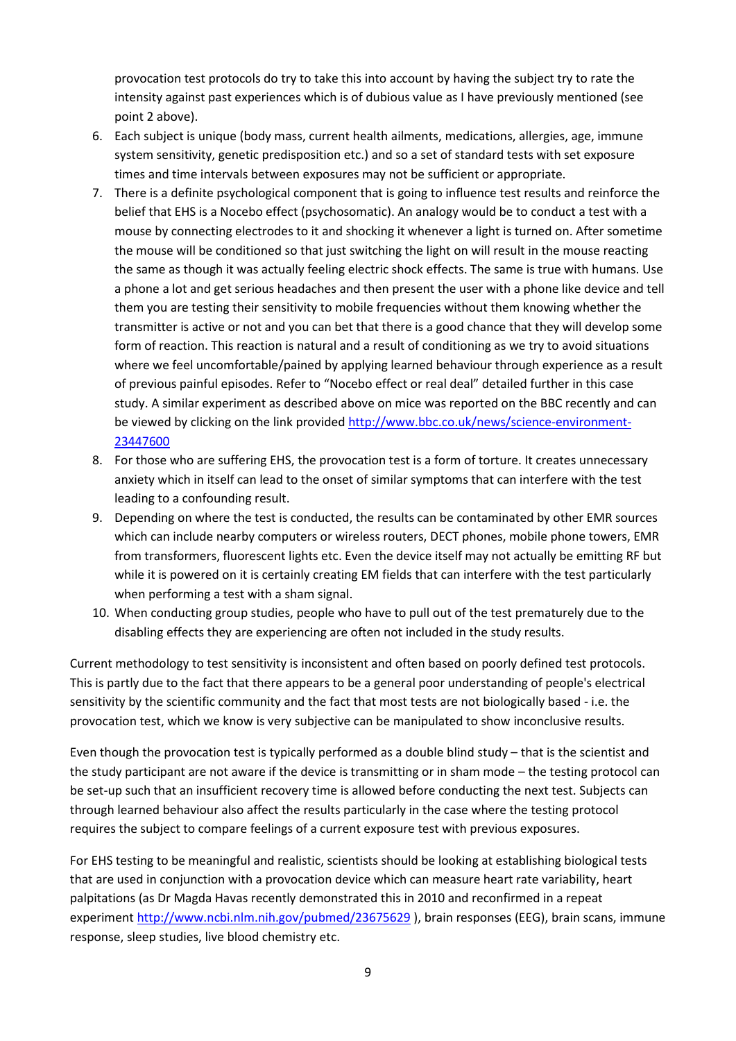provocation test protocols do try to take this into account by having the subject try to rate the intensity against past experiences which is of dubious value as I have previously mentioned (see point 2 above).

6. Each subject is unique (body mass, current health ailments, medications, allergies, age, immune system sensitivity, genetic predisposition etc.) and so a set of standard tests with set exposure times and time intervals between exposures may not be sufficient or appropriate.
7. There is a definite psychological component that is going to influence test results and reinforce the belief that EHS is a Nocebo effect (psychosomatic). An analogy would be to conduct a test with a mouse by connecting electrodes to it and shocking it whenever a light is turned on. After sometime the mouse will be conditioned so that just switching the light on will result in the mouse reacting the same as though it was actually feeling electric shock effects. The same is true with humans. Use a phone a lot and get serious headaches and then present the user with a phone like device and tell them you are testing their sensitivity to mobile frequencies without them knowing whether the transmitter is active or not and you can bet that there is a good chance that they will develop some form of reaction. This reaction is natural and a result of conditioning as we try to avoid situations where we feel uncomfortable/pained by applying learned behaviour through experience as a result of previous painful episodes. Refer to "Nocebo effect or real deal" detailed further in this case study. A similar experiment as described above on mice was reported on the BBC recently and can be viewed by clicking on the link provided [http://www.bbc.co.uk/news/science-environment-23447600](http://www.bbc.co.uk/news/science-environment-23447600)
8. For those who are suffering EHS, the provocation test is a form of torture. It creates unnecessary anxiety which in itself can lead to the onset of similar symptoms that can interfere with the test leading to a confounding result.
9. Depending on where the test is conducted, the results can be contaminated by other EMR sources which can include nearby computers or wireless routers, DECT phones, mobile phone towers, EMR from transformers, fluorescent lights etc. Even the device itself may not actually be emitting RF but while it is powered on it is certainly creating EM fields that can interfere with the test particularly when performing a test with a sham signal.
10. When conducting group studies, people who have to pull out of the test prematurely due to the disabling effects they are experiencing are often not included in the study results.

Current methodology to test sensitivity is inconsistent and often based on poorly defined test protocols. This is partly due to the fact that there appears to be a general poor understanding of people's electrical sensitivity by the scientific community and the fact that most tests are not biologically based - i.e. the provocation test, which we know is very subjective can be manipulated to show inconclusive results.

Even though the provocation test is typically performed as a double blind study – that is the scientist and the study participant are not aware if the device is transmitting or in sham mode – the testing protocol can be set-up such that an insufficient recovery time is allowed before conducting the next test. Subjects can through learned behaviour also affect the results particularly in the case where the testing protocol requires the subject to compare feelings of a current exposure test with previous exposures.

For EHS testing to be meaningful and realistic, scientists should be looking at establishing biological tests that are used in conjunction with a provocation device which can measure heart rate variability, heart palpitations (as Dr Magda Havas recently demonstrated this in 2010 and reconfirmed in a repeat experiment [http://www.ncbi.nlm.nih.gov/pubmed/23675629](http://www.ncbi.nlm.nih.gov/pubmed/23675629) ), brain responses (EEG), brain scans, immune response, sleep studies, live blood chemistry etc.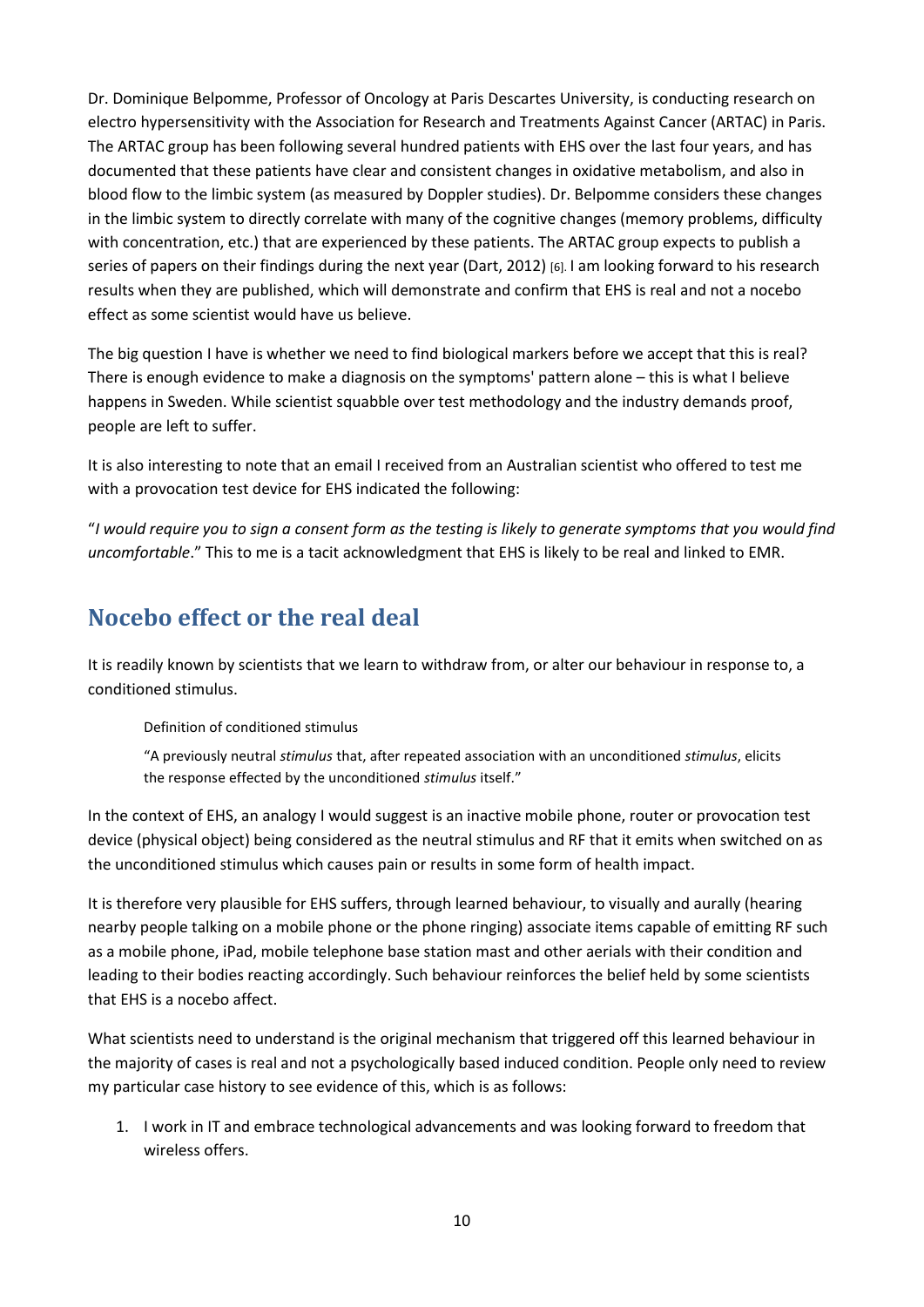Dr. Dominique Belpomme, Professor of Oncology at Paris Descartes University, is conducting research on electro hypersensitivity with the Association for Research and Treatments Against Cancer (ARTAC) in Paris. The ARTAC group has been following several hundred patients with EHS over the last four years, and has documented that these patients have clear and consistent changes in oxidative metabolism, and also in blood flow to the limbic system (as measured by Doppler studies). Dr. Belpomme considers these changes in the limbic system to directly correlate with many of the cognitive changes (memory problems, difficulty with concentration, etc.) that are experienced by these patients. The ARTAC group expects to publish a series of papers on their findings during the next year (Dart, 2012) [6]. I am looking forward to his research results when they are published, which will demonstrate and confirm that EHS is real and not a nocebo effect as some scientist would have us believe.

The big question I have is whether we need to find biological markers before we accept that this is real? There is enough evidence to make a diagnosis on the symptoms' pattern alone – this is what I believe happens in Sweden. While scientist squabble over test methodology and the industry demands proof, people are left to suffer.

It is also interesting to note that an email I received from an Australian scientist who offered to test me with a provocation test device for EHS indicated the following:

"*I would require you to sign a consent form as the testing is likely to generate symptoms that you would find uncomfortable*." This to me is a tacit acknowledgment that EHS is likely to be real and linked to EMR.

## Nocebo effect or the real deal

It is readily known by scientists that we learn to withdraw from, or alter our behaviour in response to, a conditioned stimulus.

> Definition of conditioned stimulus
>
> "A previously neutral *stimulus* that, after repeated association with an unconditioned *stimulus*, elicits the response effected by the unconditioned *stimulus* itself."

In the context of EHS, an analogy I would suggest is an inactive mobile phone, router or provocation test device (physical object) being considered as the neutral stimulus and RF that it emits when switched on as the unconditioned stimulus which causes pain or results in some form of health impact.

It is therefore very plausible for EHS suffers, through learned behaviour, to visually and aurally (hearing nearby people talking on a mobile phone or the phone ringing) associate items capable of emitting RF such as a mobile phone, iPad, mobile telephone base station mast and other aerials with their condition and leading to their bodies reacting accordingly. Such behaviour reinforces the belief held by some scientists that EHS is a nocebo affect.

What scientists need to understand is the original mechanism that triggered off this learned behaviour in the majority of cases is real and not a psychologically based induced condition. People only need to review my particular case history to see evidence of this, which is as follows:

1. I work in IT and embrace technological advancements and was looking forward to freedom that wireless offers.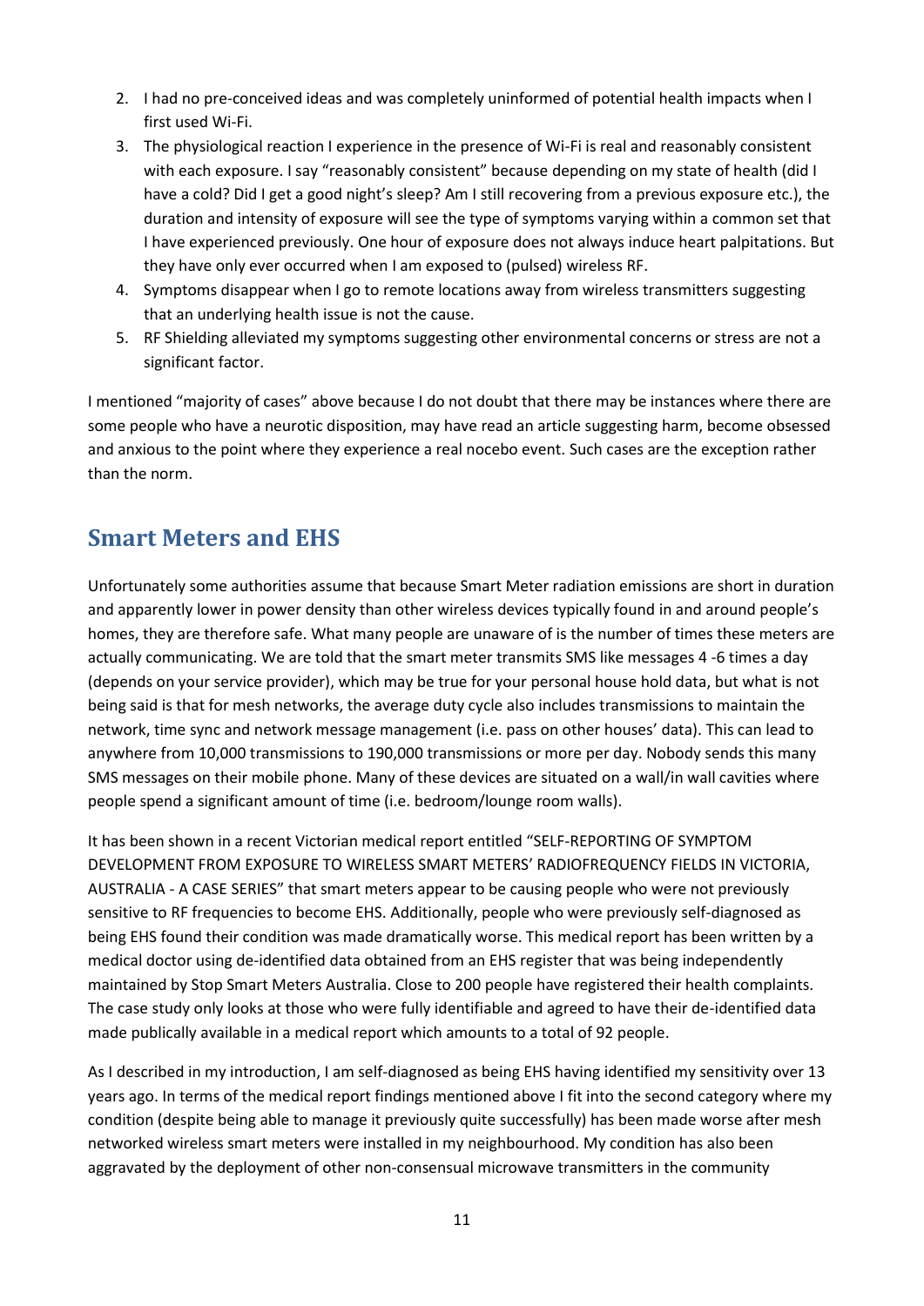2. I had no pre-conceived ideas and was completely uninformed of potential health impacts when I first used Wi-Fi.
3. The physiological reaction I experience in the presence of Wi-Fi is real and reasonably consistent with each exposure. I say "reasonably consistent" because depending on my state of health (did I have a cold? Did I get a good night's sleep? Am I still recovering from a previous exposure etc.), the duration and intensity of exposure will see the type of symptoms varying within a common set that I have experienced previously. One hour of exposure does not always induce heart palpitations. But they have only ever occurred when I am exposed to (pulsed) wireless RF.
4. Symptoms disappear when I go to remote locations away from wireless transmitters suggesting that an underlying health issue is not the cause.
5. RF Shielding alleviated my symptoms suggesting other environmental concerns or stress are not a significant factor.

I mentioned "majority of cases" above because I do not doubt that there may be instances where there are some people who have a neurotic disposition, may have read an article suggesting harm, become obsessed and anxious to the point where they experience a real nocebo event. Such cases are the exception rather than the norm.

## Smart Meters and EHS

Unfortunately some authorities assume that because Smart Meter radiation emissions are short in duration and apparently lower in power density than other wireless devices typically found in and around people's homes, they are therefore safe. What many people are unaware of is the number of times these meters are actually communicating. We are told that the smart meter transmits SMS like messages 4 -6 times a day (depends on your service provider), which may be true for your personal house hold data, but what is not being said is that for mesh networks, the average duty cycle also includes transmissions to maintain the network, time sync and network message management (i.e. pass on other houses' data). This can lead to anywhere from 10,000 transmissions to 190,000 transmissions or more per day. Nobody sends this many SMS messages on their mobile phone. Many of these devices are situated on a wall/in wall cavities where people spend a significant amount of time (i.e. bedroom/lounge room walls).

It has been shown in a recent Victorian medical report entitled "SELF-REPORTING OF SYMPTOM DEVELOPMENT FROM EXPOSURE TO WIRELESS SMART METERS' RADIOFREQUENCY FIELDS IN VICTORIA, AUSTRALIA - A CASE SERIES" that smart meters appear to be causing people who were not previously sensitive to RF frequencies to become EHS. Additionally, people who were previously self-diagnosed as being EHS found their condition was made dramatically worse. This medical report has been written by a medical doctor using de-identified data obtained from an EHS register that was being independently maintained by Stop Smart Meters Australia. Close to 200 people have registered their health complaints. The case study only looks at those who were fully identifiable and agreed to have their de-identified data made publically available in a medical report which amounts to a total of 92 people.

As I described in my introduction, I am self-diagnosed as being EHS having identified my sensitivity over 13 years ago. In terms of the medical report findings mentioned above I fit into the second category where my condition (despite being able to manage it previously quite successfully) has been made worse after mesh networked wireless smart meters were installed in my neighbourhood. My condition has also been aggravated by the deployment of other non-consensual microwave transmitters in the community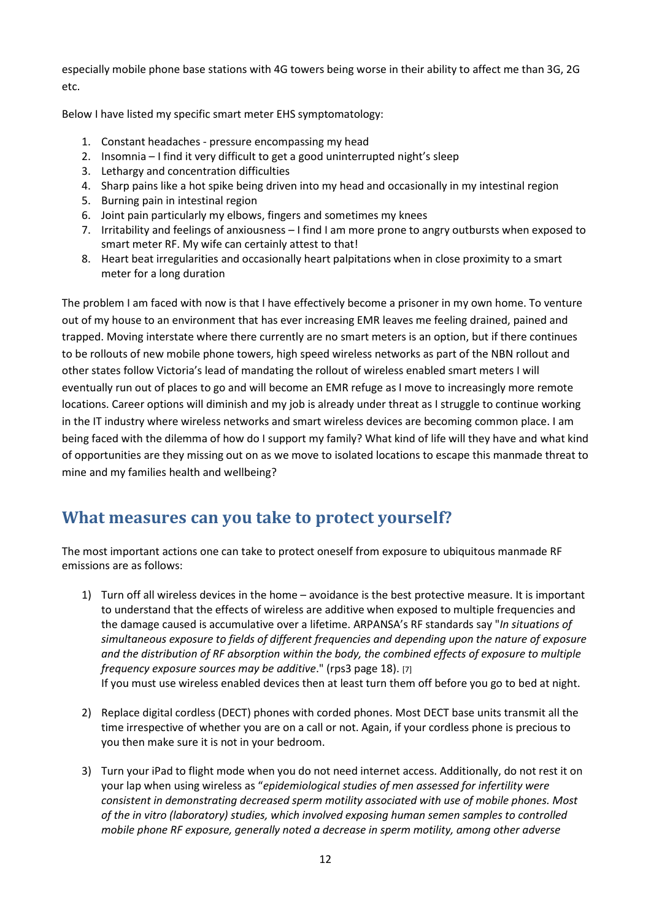especially mobile phone base stations with 4G towers being worse in their ability to affect me than 3G, 2G etc.

Below I have listed my specific smart meter EHS symptomatology:

1. Constant headaches - pressure encompassing my head
2. Insomnia – I find it very difficult to get a good uninterrupted night's sleep
3. Lethargy and concentration difficulties
4. Sharp pains like a hot spike being driven into my head and occasionally in my intestinal region
5. Burning pain in intestinal region
6. Joint pain particularly my elbows, fingers and sometimes my knees
7. Irritability and feelings of anxiousness – I find I am more prone to angry outbursts when exposed to smart meter RF. My wife can certainly attest to that!
8. Heart beat irregularities and occasionally heart palpitations when in close proximity to a smart meter for a long duration

The problem I am faced with now is that I have effectively become a prisoner in my own home. To venture out of my house to an environment that has ever increasing EMR leaves me feeling drained, pained and trapped. Moving interstate where there currently are no smart meters is an option, but if there continues to be rollouts of new mobile phone towers, high speed wireless networks as part of the NBN rollout and other states follow Victoria's lead of mandating the rollout of wireless enabled smart meters I will eventually run out of places to go and will become an EMR refuge as I move to increasingly more remote locations. Career options will diminish and my job is already under threat as I struggle to continue working in the IT industry where wireless networks and smart wireless devices are becoming common place. I am being faced with the dilemma of how do I support my family? What kind of life will they have and what kind of opportunities are they missing out on as we move to isolated locations to escape this manmade threat to mine and my families health and wellbeing?

## What measures can you take to protect yourself?

The most important actions one can take to protect oneself from exposure to ubiquitous manmade RF emissions are as follows:

1) Turn off all wireless devices in the home – avoidance is the best protective measure. It is important to understand that the effects of wireless are additive when exposed to multiple frequencies and the damage caused is accumulative over a lifetime. ARPANSA's RF standards say "*In situations of simultaneous exposure to fields of different frequencies and depending upon the nature of exposure and the distribution of RF absorption within the body, the combined effects of exposure to multiple frequency exposure sources may be additive*." (rps3 page 18). [7]
   If you must use wireless enabled devices then at least turn them off before you go to bed at night.

2) Replace digital cordless (DECT) phones with corded phones. Most DECT base units transmit all the time irrespective of whether you are on a call or not. Again, if your cordless phone is precious to you then make sure it is not in your bedroom.

3) Turn your iPad to flight mode when you do not need internet access. Additionally, do not rest it on your lap when using wireless as "*epidemiological studies of men assessed for infertility were consistent in demonstrating decreased sperm motility associated with use of mobile phones. Most of the in vitro (laboratory) studies, which involved exposing human semen samples to controlled mobile phone RF exposure, generally noted a decrease in sperm motility, among other adverse*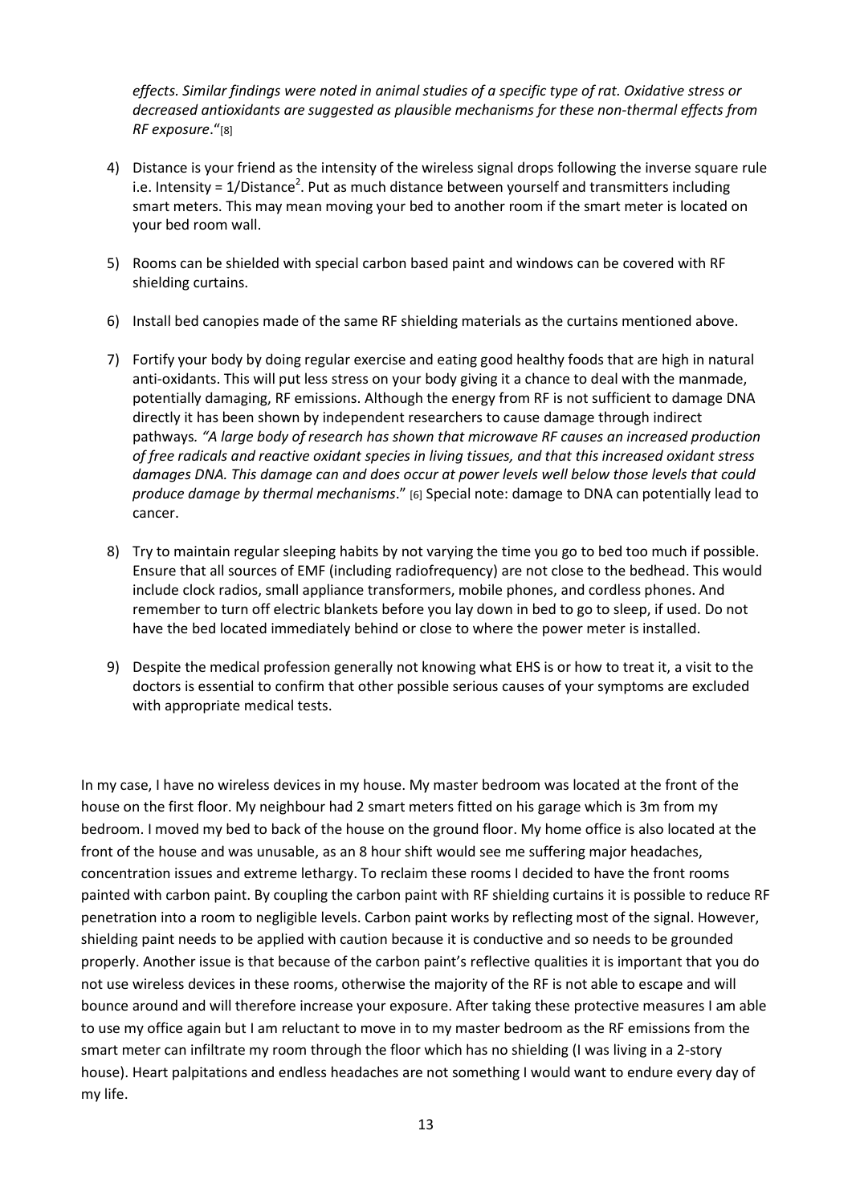*effects. Similar findings were noted in animal studies of a specific type of rat. Oxidative stress or decreased antioxidants are suggested as plausible mechanisms for these non-thermal effects from RF exposure*."[8]

4) Distance is your friend as the intensity of the wireless signal drops following the inverse square rule i.e. Intensity = $1/\text{Distance}^2$. Put as much distance between yourself and transmitters including smart meters. This may mean moving your bed to another room if the smart meter is located on your bed room wall.

5) Rooms can be shielded with special carbon based paint and windows can be covered with RF shielding curtains.

6) Install bed canopies made of the same RF shielding materials as the curtains mentioned above.

7) Fortify your body by doing regular exercise and eating good healthy foods that are high in natural anti-oxidants. This will put less stress on your body giving it a chance to deal with the manmade, potentially damaging, RF emissions. Although the energy from RF is not sufficient to damage DNA directly it has been shown by independent researchers to cause damage through indirect pathways. *"A large body of research has shown that microwave RF causes an increased production of free radicals and reactive oxidant species in living tissues, and that this increased oxidant stress damages DNA. This damage can and does occur at power levels well below those levels that could produce damage by thermal mechanisms*." [6] Special note: damage to DNA can potentially lead to cancer.

8) Try to maintain regular sleeping habits by not varying the time you go to bed too much if possible. Ensure that all sources of EMF (including radiofrequency) are not close to the bedhead. This would include clock radios, small appliance transformers, mobile phones, and cordless phones. And remember to turn off electric blankets before you lay down in bed to go to sleep, if used. Do not have the bed located immediately behind or close to where the power meter is installed.

9) Despite the medical profession generally not knowing what EHS is or how to treat it, a visit to the doctors is essential to confirm that other possible serious causes of your symptoms are excluded with appropriate medical tests.

In my case, I have no wireless devices in my house. My master bedroom was located at the front of the house on the first floor. My neighbour had 2 smart meters fitted on his garage which is 3m from my bedroom. I moved my bed to back of the house on the ground floor. My home office is also located at the front of the house and was unusable, as an 8 hour shift would see me suffering major headaches, concentration issues and extreme lethargy. To reclaim these rooms I decided to have the front rooms painted with carbon paint. By coupling the carbon paint with RF shielding curtains it is possible to reduce RF penetration into a room to negligible levels. Carbon paint works by reflecting most of the signal. However, shielding paint needs to be applied with caution because it is conductive and so needs to be grounded properly. Another issue is that because of the carbon paint's reflective qualities it is important that you do not use wireless devices in these rooms, otherwise the majority of the RF is not able to escape and will bounce around and will therefore increase your exposure. After taking these protective measures I am able to use my office again but I am reluctant to move in to my master bedroom as the RF emissions from the smart meter can infiltrate my room through the floor which has no shielding (I was living in a 2-story house). Heart palpitations and endless headaches are not something I would want to endure every day of my life.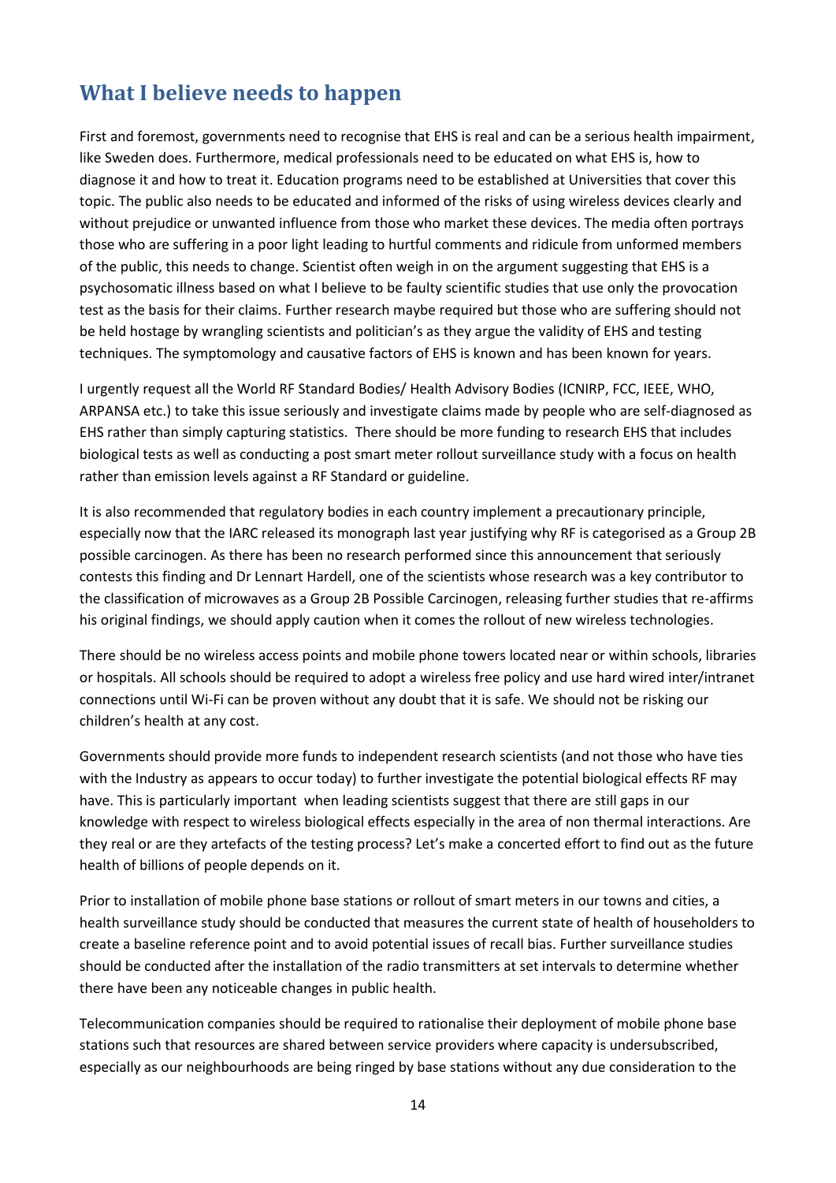## What I believe needs to happen

First and foremost, governments need to recognise that EHS is real and can be a serious health impairment, like Sweden does. Furthermore, medical professionals need to be educated on what EHS is, how to diagnose it and how to treat it. Education programs need to be established at Universities that cover this topic. The public also needs to be educated and informed of the risks of using wireless devices clearly and without prejudice or unwanted influence from those who market these devices. The media often portrays those who are suffering in a poor light leading to hurtful comments and ridicule from unformed members of the public, this needs to change. Scientist often weigh in on the argument suggesting that EHS is a psychosomatic illness based on what I believe to be faulty scientific studies that use only the provocation test as the basis for their claims. Further research maybe required but those who are suffering should not be held hostage by wrangling scientists and politician's as they argue the validity of EHS and testing techniques. The symptomology and causative factors of EHS is known and has been known for years.

I urgently request all the World RF Standard Bodies/ Health Advisory Bodies (ICNIRP, FCC, IEEE, WHO, ARPANSA etc.) to take this issue seriously and investigate claims made by people who are self-diagnosed as EHS rather than simply capturing statistics. There should be more funding to research EHS that includes biological tests as well as conducting a post smart meter rollout surveillance study with a focus on health rather than emission levels against a RF Standard or guideline.

It is also recommended that regulatory bodies in each country implement a precautionary principle, especially now that the IARC released its monograph last year justifying why RF is categorised as a Group 2B possible carcinogen. As there has been no research performed since this announcement that seriously contests this finding and Dr Lennart Hardell, one of the scientists whose research was a key contributor to the classification of microwaves as a Group 2B Possible Carcinogen, releasing further studies that re-affirms his original findings, we should apply caution when it comes the rollout of new wireless technologies.

There should be no wireless access points and mobile phone towers located near or within schools, libraries or hospitals. All schools should be required to adopt a wireless free policy and use hard wired inter/intranet connections until Wi-Fi can be proven without any doubt that it is safe. We should not be risking our children's health at any cost.

Governments should provide more funds to independent research scientists (and not those who have ties with the Industry as appears to occur today) to further investigate the potential biological effects RF may have. This is particularly important when leading scientists suggest that there are still gaps in our knowledge with respect to wireless biological effects especially in the area of non thermal interactions. Are they real or are they artefacts of the testing process? Let's make a concerted effort to find out as the future health of billions of people depends on it.

Prior to installation of mobile phone base stations or rollout of smart meters in our towns and cities, a health surveillance study should be conducted that measures the current state of health of householders to create a baseline reference point and to avoid potential issues of recall bias. Further surveillance studies should be conducted after the installation of the radio transmitters at set intervals to determine whether there have been any noticeable changes in public health.

Telecommunication companies should be required to rationalise their deployment of mobile phone base stations such that resources are shared between service providers where capacity is undersubscribed, especially as our neighbourhoods are being ringed by base stations without any due consideration to the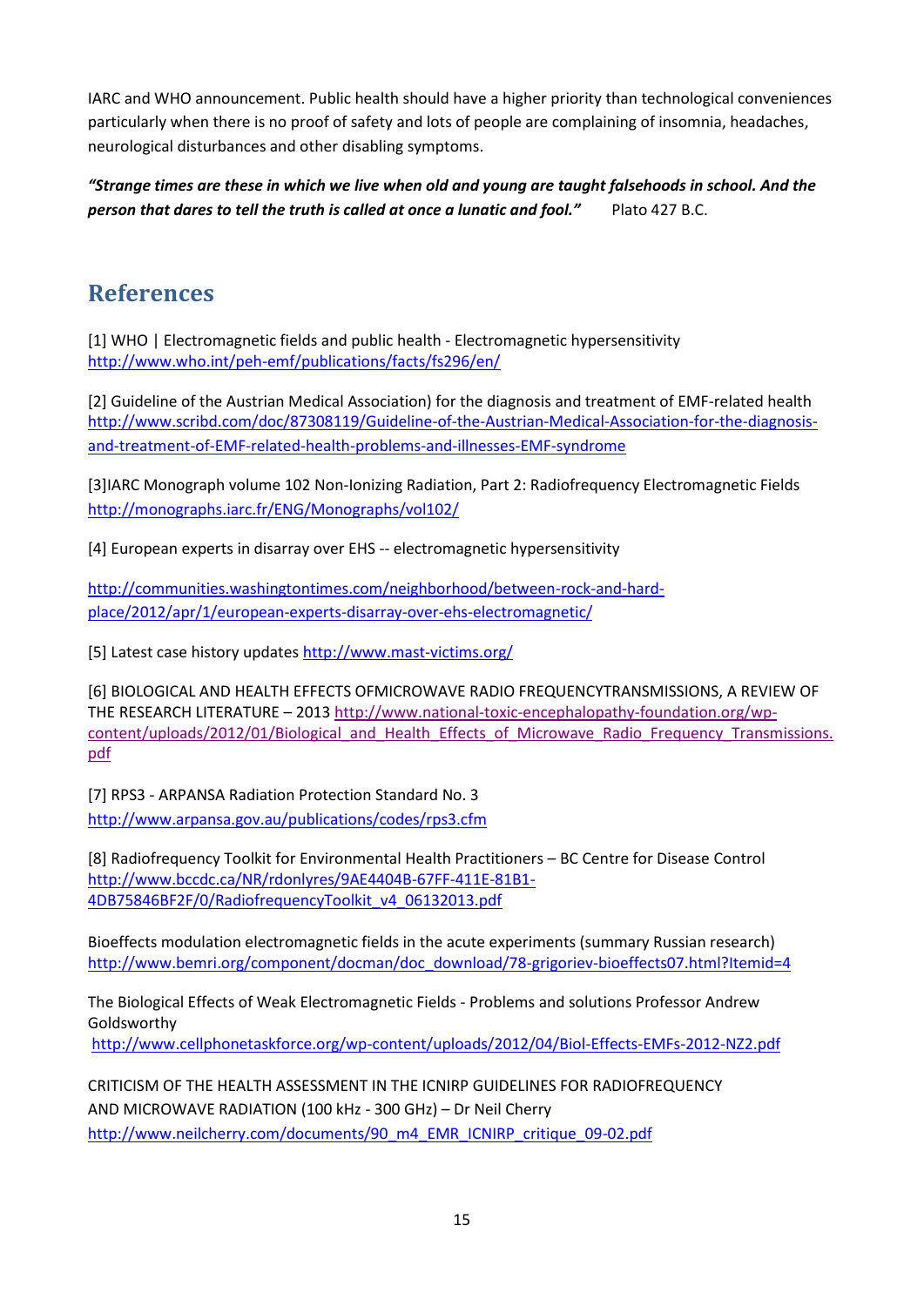IARC and WHO announcement. Public health should have a higher priority than technological conveniences particularly when there is no proof of safety and lots of people are complaining of insomnia, headaches, neurological disturbances and other disabling symptoms.

***"Strange times are these in which we live when old and young are taught falsehoods in school. And the person that dares to tell the truth is called at once a lunatic and fool."*** Plato 427 B.C.

## References

[1] WHO | Electromagnetic fields and public health - Electromagnetic hypersensitivity
http://www.who.int/peh-emf/publications/facts/fs296/en/

[2] Guideline of the Austrian Medical Association) for the diagnosis and treatment of EMF-related health
http://www.scribd.com/doc/87308119/Guideline-of-the-Austrian-Medical-Association-for-the-diagnosis-and-treatment-of-EMF-related-health-problems-and-illnesses-EMF-syndrome

[3]IARC Monograph volume 102 Non-Ionizing Radiation, Part 2: Radiofrequency Electromagnetic Fields
http://monographs.iarc.fr/ENG/Monographs/vol102/

[4] European experts in disarray over EHS -- electromagnetic hypersensitivity

http://communities.washingtontimes.com/neighborhood/between-rock-and-hard-place/2012/apr/1/european-experts-disarray-over-ehs-electromagnetic/

[5] Latest case history updates http://www.mast-victims.org/

[6] BIOLOGICAL AND HEALTH EFFECTS OFMICROWAVE RADIO FREQUENCYTRANSMISSIONS, A REVIEW OF THE RESEARCH LITERATURE – 2013 http://www.national-toxic-encephalopathy-foundation.org/wp-content/uploads/2012/01/Biological_and_Health_Effects_of_Microwave_Radio_Frequency_Transmissions.pdf

[7] RPS3 - ARPANSA Radiation Protection Standard No. 3
http://www.arpansa.gov.au/publications/codes/rps3.cfm

[8] Radiofrequency Toolkit for Environmental Health Practitioners – BC Centre for Disease Control
http://www.bccdc.ca/NR/rdonlyres/9AE4404B-67FF-411E-81B1-4DB75846BF2F/0/RadiofrequencyToolkit_v4_06132013.pdf

Bioeffects modulation electromagnetic fields in the acute experiments (summary Russian research)
http://www.bemri.org/component/docman/doc_download/78-grigoriev-bioeffects07.html?Itemid=4

The Biological Effects of Weak Electromagnetic Fields - Problems and solutions Professor Andrew Goldsworthy
http://www.cellphonetaskforce.org/wp-content/uploads/2012/04/Biol-Effects-EMFs-2012-NZ2.pdf

CRITICISM OF THE HEALTH ASSESSMENT IN THE ICNIRP GUIDELINES FOR RADIOFREQUENCY AND MICROWAVE RADIATION (100 kHz - 300 GHz) – Dr Neil Cherry
http://www.neilcherry.com/documents/90_m4_EMR_ICNIRP_critique_09-02.pdf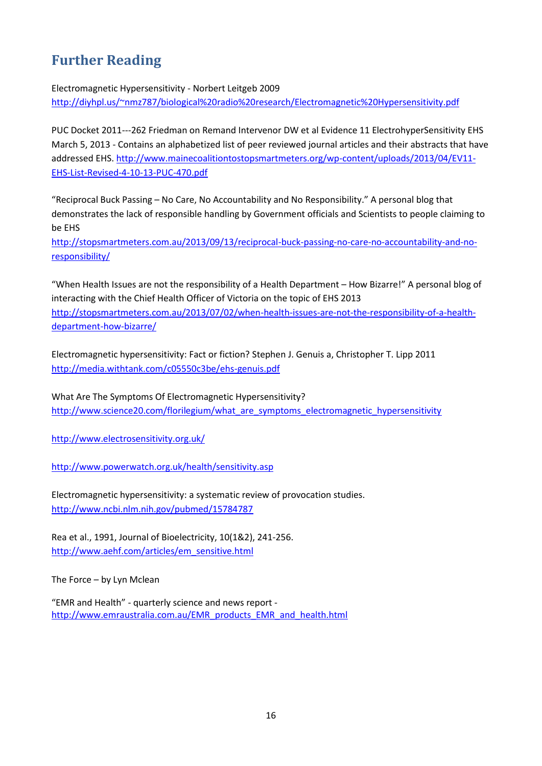## Further Reading

Electromagnetic Hypersensitivity - Norbert Leitgeb 2009
http://diyhpl.us/~nmz787/biological%20radio%20research/Electromagnetic%20Hypersensitivity.pdf

PUC Docket 2011---262 Friedman on Remand Intervenor DW et al Evidence 11 ElectrohyperSensitivity EHS March 5, 2013 - Contains an alphabetized list of peer reviewed journal articles and their abstracts that have addressed EHS. http://www.mainecoalitiontostopsmartmeters.org/wp-content/uploads/2013/04/EV11-EHS-List-Revised-4-10-13-PUC-470.pdf

"Reciprocal Buck Passing – No Care, No Accountability and No Responsibility." A personal blog that demonstrates the lack of responsible handling by Government officials and Scientists to people claiming to be EHS
http://stopsmartmeters.com.au/2013/09/13/reciprocal-buck-passing-no-care-no-accountability-and-no-responsibility/

"When Health Issues are not the responsibility of a Health Department – How Bizarre!" A personal blog of interacting with the Chief Health Officer of Victoria on the topic of EHS 2013
http://stopsmartmeters.com.au/2013/07/02/when-health-issues-are-not-the-responsibility-of-a-health-department-how-bizarre/

Electromagnetic hypersensitivity: Fact or fiction? Stephen J. Genuis a, Christopher T. Lipp 2011
http://media.withtank.com/c05550c3be/ehs-genuis.pdf

What Are The Symptoms Of Electromagnetic Hypersensitivity?
http://www.science20.com/florilegium/what_are_symptoms_electromagnetic_hypersensitivity

http://www.electrosensitivity.org.uk/

http://www.powerwatch.org.uk/health/sensitivity.asp

Electromagnetic hypersensitivity: a systematic review of provocation studies.
http://www.ncbi.nlm.nih.gov/pubmed/15784787

Rea et al., 1991, Journal of Bioelectricity, 10(1&2), 241-256.
http://www.aehf.com/articles/em_sensitive.html

The Force – by Lyn Mclean

"EMR and Health" - quarterly science and news report -
http://www.emraustralia.com.au/EMR_products_EMR_and_health.html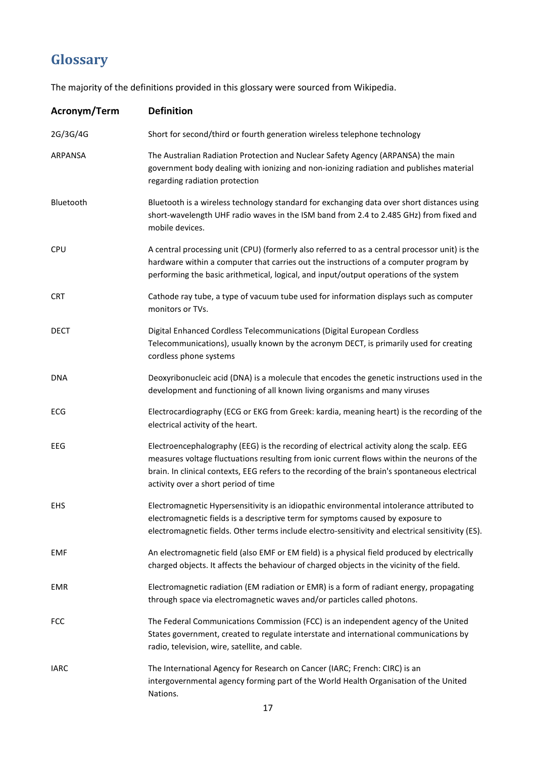## Glossary

The majority of the definitions provided in this glossary were sourced from Wikipedia.

| Acronym/Term | Definition |
| --- | --- |
| 2G/3G/4G | Short for second/third or fourth generation wireless telephone technology |
| ARPANSA | The Australian Radiation Protection and Nuclear Safety Agency (ARPANSA) the main government body dealing with ionizing and non-ionizing radiation and publishes material regarding radiation protection |
| Bluetooth | Bluetooth is a wireless technology standard for exchanging data over short distances using short-wavelength UHF radio waves in the ISM band from 2.4 to 2.485 GHz) from fixed and mobile devices. |
| CPU | A central processing unit (CPU) (formerly also referred to as a central processor unit) is the hardware within a computer that carries out the instructions of a computer program by performing the basic arithmetical, logical, and input/output operations of the system |
| CRT | Cathode ray tube, a type of vacuum tube used for information displays such as computer monitors or TVs. |
| DECT | Digital Enhanced Cordless Telecommunications (Digital European Cordless Telecommunications), usually known by the acronym DECT, is primarily used for creating cordless phone systems |
| DNA | Deoxyribonucleic acid (DNA) is a molecule that encodes the genetic instructions used in the development and functioning of all known living organisms and many viruses |
| ECG | Electrocardiography (ECG or EKG from Greek: kardia, meaning heart) is the recording of the electrical activity of the heart. |
| EEG | Electroencephalography (EEG) is the recording of electrical activity along the scalp. EEG measures voltage fluctuations resulting from ionic current flows within the neurons of the brain. In clinical contexts, EEG refers to the recording of the brain's spontaneous electrical activity over a short period of time |
| EHS | Electromagnetic Hypersensitivity is an idiopathic environmental intolerance attributed to electromagnetic fields is a descriptive term for symptoms caused by exposure to electromagnetic fields. Other terms include electro-sensitivity and electrical sensitivity (ES). |
| EMF | An electromagnetic field (also EMF or EM field) is a physical field produced by electrically charged objects. It affects the behaviour of charged objects in the vicinity of the field. |
| EMR | Electromagnetic radiation (EM radiation or EMR) is a form of radiant energy, propagating through space via electromagnetic waves and/or particles called photons. |
| FCC | The Federal Communications Commission (FCC) is an independent agency of the United States government, created to regulate interstate and international communications by radio, television, wire, satellite, and cable. |
| IARC | The International Agency for Research on Cancer (IARC; French: CIRC) is an intergovernmental agency forming part of the World Health Organisation of the United Nations. |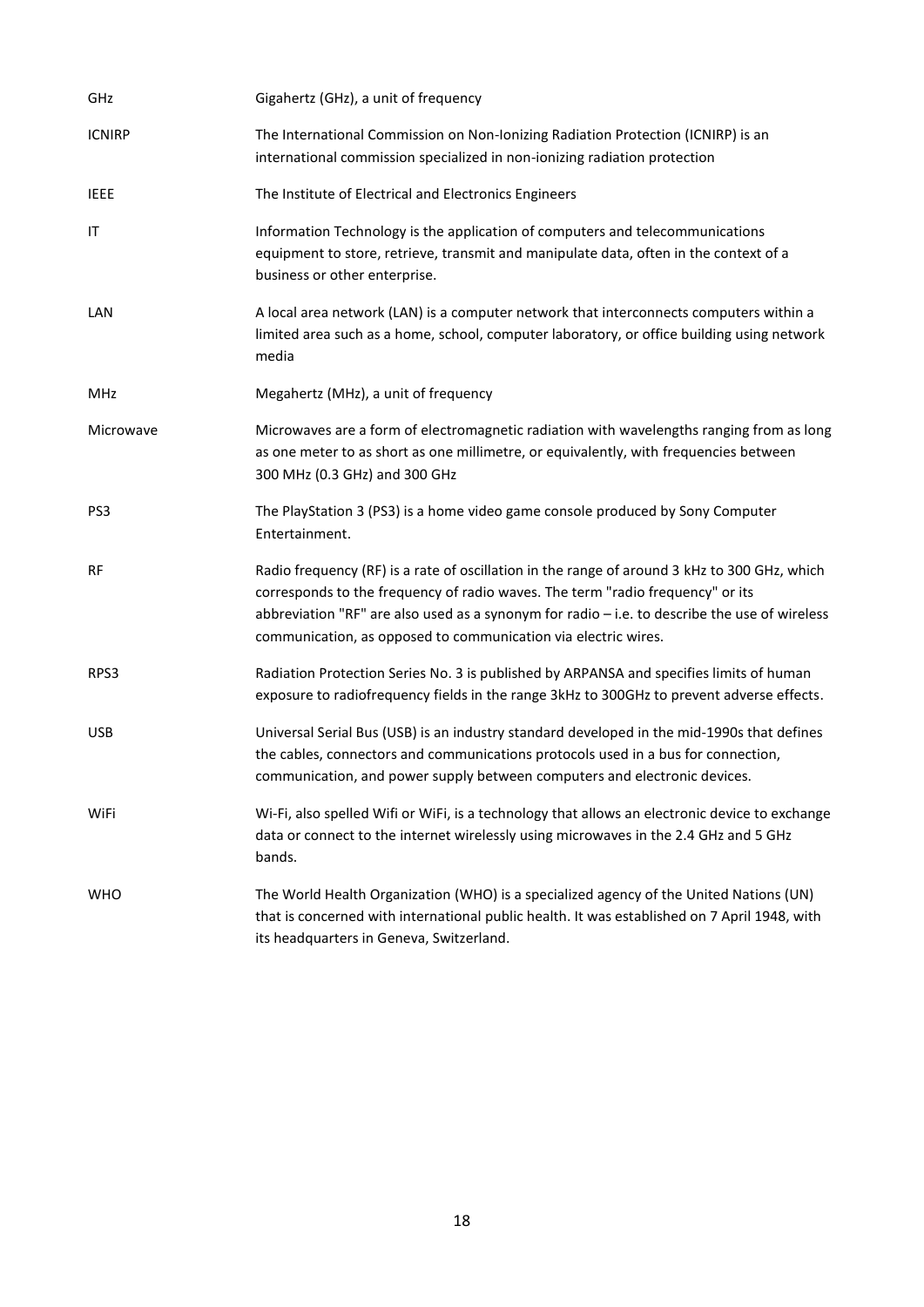| | |
|---|---|
| GHz | Gigahertz (GHz), a unit of frequency |
| ICNIRP | The International Commission on Non-Ionizing Radiation Protection (ICNIRP) is an international commission specialized in non-ionizing radiation protection |
| IEEE | The Institute of Electrical and Electronics Engineers |
| IT | Information Technology is the application of computers and telecommunications equipment to store, retrieve, transmit and manipulate data, often in the context of a business or other enterprise. |
| LAN | A local area network (LAN) is a computer network that interconnects computers within a limited area such as a home, school, computer laboratory, or office building using network media |
| MHz | Megahertz (MHz), a unit of frequency |
| Microwave | Microwaves are a form of electromagnetic radiation with wavelengths ranging from as long as one meter to as short as one millimetre, or equivalently, with frequencies between 300 MHz (0.3 GHz) and 300 GHz |
| PS3 | The PlayStation 3 (PS3) is a home video game console produced by Sony Computer Entertainment. |
| RF | Radio frequency (RF) is a rate of oscillation in the range of around 3 kHz to 300 GHz, which corresponds to the frequency of radio waves. The term "radio frequency" or its abbreviation "RF" are also used as a synonym for radio – i.e. to describe the use of wireless communication, as opposed to communication via electric wires. |
| RPS3 | Radiation Protection Series No. 3 is published by ARPANSA and specifies limits of human exposure to radiofrequency fields in the range 3kHz to 300GHz to prevent adverse effects. |
| USB | Universal Serial Bus (USB) is an industry standard developed in the mid-1990s that defines the cables, connectors and communications protocols used in a bus for connection, communication, and power supply between computers and electronic devices. |
| WiFi | Wi-Fi, also spelled Wifi or WiFi, is a technology that allows an electronic device to exchange data or connect to the internet wirelessly using microwaves in the 2.4 GHz and 5 GHz bands. |
| WHO | The World Health Organization (WHO) is a specialized agency of the United Nations (UN) that is concerned with international public health. It was established on 7 April 1948, with its headquarters in Geneva, Switzerland. |